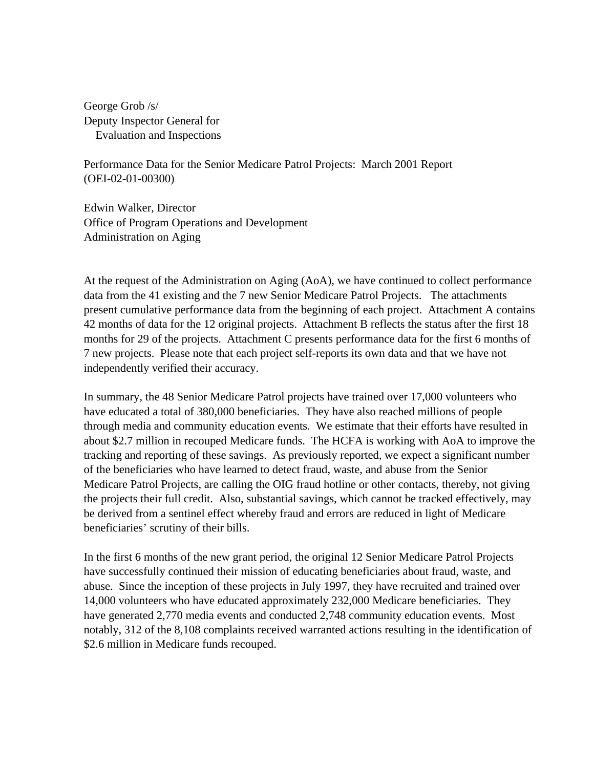George Grob /s/
Deputy Inspector General for
Evaluation and Inspections

Performance Data for the Senior Medicare Patrol Projects: March 2001 Report
(OEI-02-01-00300)

Edwin Walker, Director
Office of Program Operations and Development
Administration on Aging

At the request of the Administration on Aging (AoA), we have continued to collect performance data from the 41 existing and the 7 new Senior Medicare Patrol Projects. The attachments present cumulative performance data from the beginning of each project. Attachment A contains 42 months of data for the 12 original projects. Attachment B reflects the status after the first 18 months for 29 of the projects. Attachment C presents performance data for the first 6 months of 7 new projects. Please note that each project self-reports its own data and that we have not independently verified their accuracy.

In summary, the 48 Senior Medicare Patrol projects have trained over 17,000 volunteers who have educated a total of 380,000 beneficiaries. They have also reached millions of people through media and community education events. We estimate that their efforts have resulted in about $2.7 million in recouped Medicare funds. The HCFA is working with AoA to improve the tracking and reporting of these savings. As previously reported, we expect a significant number of the beneficiaries who have learned to detect fraud, waste, and abuse from the Senior Medicare Patrol Projects, are calling the OIG fraud hotline or other contacts, thereby, not giving the projects their full credit. Also, substantial savings, which cannot be tracked effectively, may be derived from a sentinel effect whereby fraud and errors are reduced in light of Medicare beneficiaries' scrutiny of their bills.

In the first 6 months of the new grant period, the original 12 Senior Medicare Patrol Projects have successfully continued their mission of educating beneficiaries about fraud, waste, and abuse. Since the inception of these projects in July 1997, they have recruited and trained over 14,000 volunteers who have educated approximately 232,000 Medicare beneficiaries. They have generated 2,770 media events and conducted 2,748 community education events. Most notably, 312 of the 8,108 complaints received warranted actions resulting in the identification of $2.6 million in Medicare funds recouped.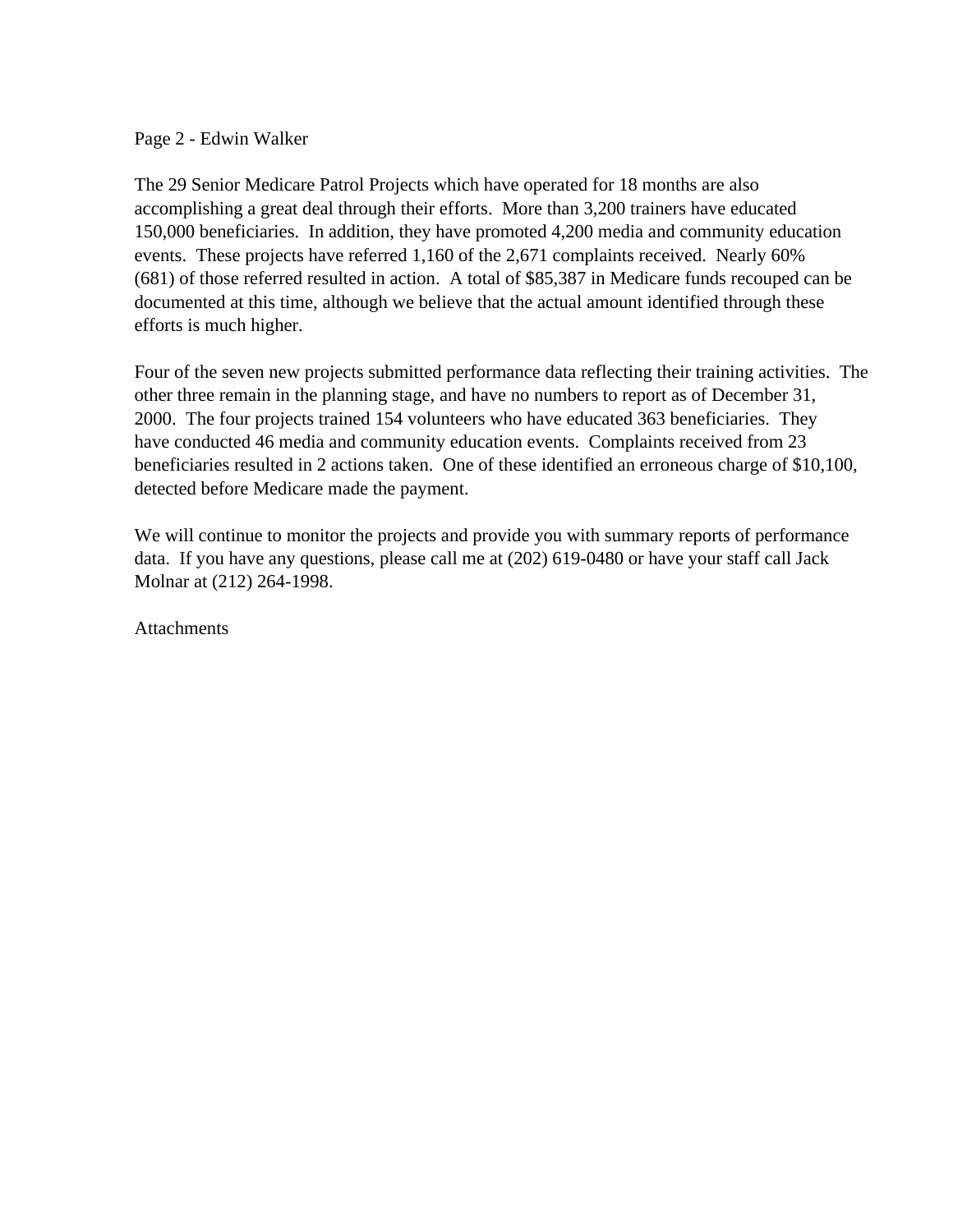The 29 Senior Medicare Patrol Projects which have operated for 18 months are also accomplishing a great deal through their efforts. More than 3,200 trainers have educated 150,000 beneficiaries. In addition, they have promoted 4,200 media and community education events. These projects have referred 1,160 of the 2,671 complaints received. Nearly 60% (681) of those referred resulted in action. A total of $85,387 in Medicare funds recouped can be documented at this time, although we believe that the actual amount identified through these efforts is much higher.

Four of the seven new projects submitted performance data reflecting their training activities. The other three remain in the planning stage, and have no numbers to report as of December 31, 2000. The four projects trained 154 volunteers who have educated 363 beneficiaries. They have conducted 46 media and community education events. Complaints received from 23 beneficiaries resulted in 2 actions taken. One of these identified an erroneous charge of $10,100, detected before Medicare made the payment.

We will continue to monitor the projects and provide you with summary reports of performance data. If you have any questions, please call me at (202) 619-0480 or have your staff call Jack Molnar at (212) 264-1998.

Attachments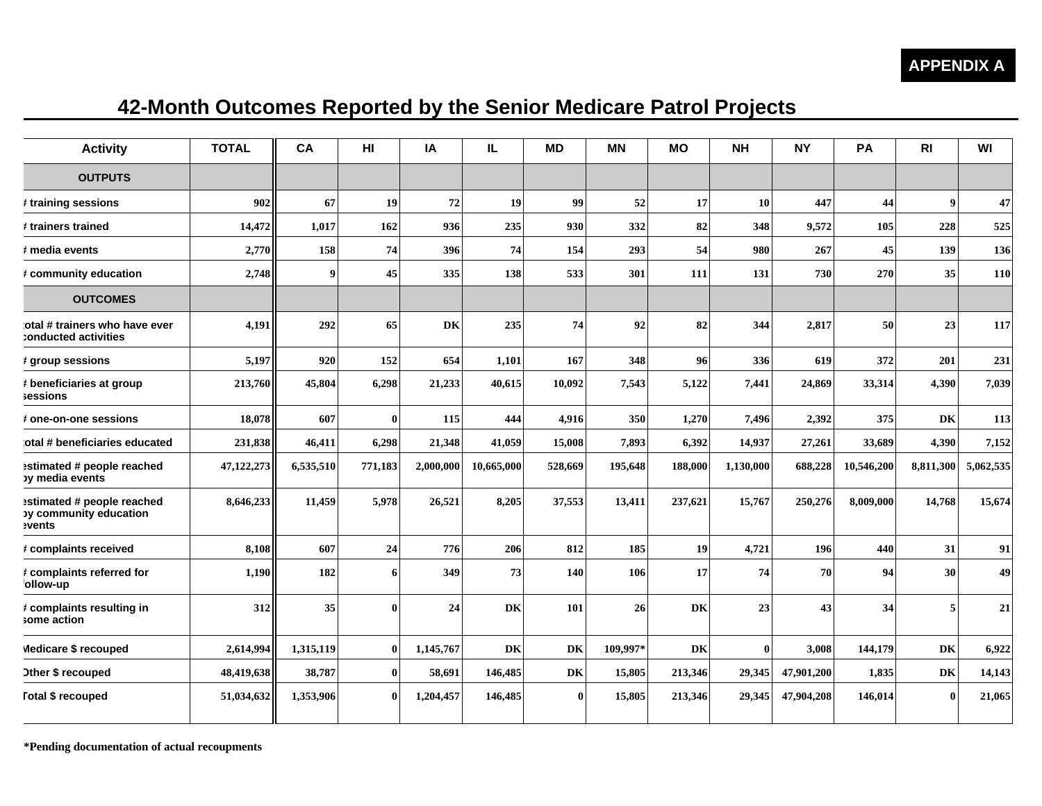APPENDIX A

# 42-Month Outcomes Reported by the Senior Medicare Patrol Projects

| Activity | TOTAL | CA | HI | IA | IL | MD | MN | MO | NH | NY | PA | RI | WI |
|---|---|---|---|---|---|---|---|---|---|---|---|---|---|
| **OUTPUTS** | | | | | | | | | | | | | |
| # training sessions | 902 | 67 | 19 | 72 | 19 | 99 | 52 | 17 | 10 | 447 | 44 | 9 | 47 |
| # trainers trained | 14,472 | 1,017 | 162 | 936 | 235 | 930 | 332 | 82 | 348 | 9,572 | 105 | 228 | 525 |
| # media events | 2,770 | 158 | 74 | 396 | 74 | 154 | 293 | 54 | 980 | 267 | 45 | 139 | 136 |
| # community education | 2,748 | 9 | 45 | 335 | 138 | 533 | 301 | 111 | 131 | 730 | 270 | 35 | 110 |
| **OUTCOMES** | | | | | | | | | | | | | |
| total # trainers who have ever conducted activities | 4,191 | 292 | 65 | DK | 235 | 74 | 92 | 82 | 344 | 2,817 | 50 | 23 | 117 |
| # group sessions | 5,197 | 920 | 152 | 654 | 1,101 | 167 | 348 | 96 | 336 | 619 | 372 | 201 | 231 |
| # beneficiaries at group sessions | 213,760 | 45,804 | 6,298 | 21,233 | 40,615 | 10,092 | 7,543 | 5,122 | 7,441 | 24,869 | 33,314 | 4,390 | 7,039 |
| # one-on-one sessions | 18,078 | 607 | 0 | 115 | 444 | 4,916 | 350 | 1,270 | 7,496 | 2,392 | 375 | DK | 113 |
| total # beneficiaries educated | 231,838 | 46,411 | 6,298 | 21,348 | 41,059 | 15,008 | 7,893 | 6,392 | 14,937 | 27,261 | 33,689 | 4,390 | 7,152 |
| estimated # people reached by media events | 47,122,273 | 6,535,510 | 771,183 | 2,000,000 | 10,665,000 | 528,669 | 195,648 | 188,000 | 1,130,000 | 688,228 | 10,546,200 | 8,811,300 | 5,062,535 |
| estimated # people reached by community education events | 8,646,233 | 11,459 | 5,978 | 26,521 | 8,205 | 37,553 | 13,411 | 237,621 | 15,767 | 250,276 | 8,009,000 | 14,768 | 15,674 |
| # complaints received | 8,108 | 607 | 24 | 776 | 206 | 812 | 185 | 19 | 4,721 | 196 | 440 | 31 | 91 |
| # complaints referred for follow-up | 1,190 | 182 | 6 | 349 | 73 | 140 | 106 | 17 | 74 | 70 | 94 | 30 | 49 |
| # complaints resulting in some action | 312 | 35 | 0 | 24 | DK | 101 | 26 | DK | 23 | 43 | 34 | 5 | 21 |
| Medicare $ recouped | 2,614,994 | 1,315,119 | 0 | 1,145,767 | DK | DK | 109,997* | DK | 0 | 3,008 | 144,179 | DK | 6,922 |
| Other $ recouped | 48,419,638 | 38,787 | 0 | 58,691 | 146,485 | DK | 15,805 | 213,346 | 29,345 | 47,901,200 | 1,835 | DK | 14,143 |
| Total $ recouped | 51,034,632 | 1,353,906 | 0 | 1,204,457 | 146,485 | 0 | 15,805 | 213,346 | 29,345 | 47,904,208 | 146,014 | 0 | 21,065 |

*Pending documentation of actual recoupments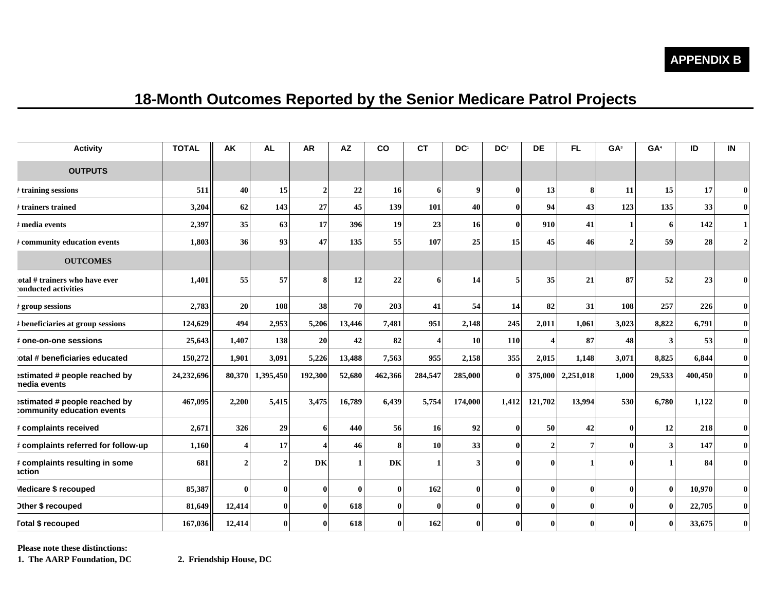**APPENDIX B**

# 18-Month Outcomes Reported by the Senior Medicare Patrol Projects

| Activity | TOTAL | AK | AL | AR | AZ | CO | CT | DC[1] | DC[2] | DE | FL | GA[3] | GA[4] | ID | IN |
|---|---|---|---|---|---|---|---|---|---|---|---|---|---|---|---|
| **OUTPUTS** | | | | | | | | | | | | | | | |
| # training sessions | 511 | 40 | 15 | 2 | 22 | 16 | 6 | 9 | 0 | 13 | 8 | 11 | 15 | 17 | 0 |
| # trainers trained | 3,204 | 62 | 143 | 27 | 45 | 139 | 101 | 40 | 0 | 94 | 43 | 123 | 135 | 33 | 0 |
| # media events | 2,397 | 35 | 63 | 17 | 396 | 19 | 23 | 16 | 0 | 910 | 41 | 1 | 6 | 142 | 1 |
| # community education events | 1,803 | 36 | 93 | 47 | 135 | 55 | 107 | 25 | 15 | 45 | 46 | 2 | 59 | 28 | 2 |
| **OUTCOMES** | | | | | | | | | | | | | | | |
| total # trainers who have ever conducted activities | 1,401 | 55 | 57 | 8 | 12 | 22 | 6 | 14 | 5 | 35 | 21 | 87 | 52 | 23 | 0 |
| # group sessions | 2,783 | 20 | 108 | 38 | 70 | 203 | 41 | 54 | 14 | 82 | 31 | 108 | 257 | 226 | 0 |
| # beneficiaries at group sessions | 124,629 | 494 | 2,953 | 5,206 | 13,446 | 7,481 | 951 | 2,148 | 245 | 2,011 | 1,061 | 3,023 | 8,822 | 6,791 | 0 |
| # one-on-one sessions | 25,643 | 1,407 | 138 | 20 | 42 | 82 | 4 | 10 | 110 | 4 | 87 | 48 | 3 | 53 | 0 |
| total # beneficiaries educated | 150,272 | 1,901 | 3,091 | 5,226 | 13,488 | 7,563 | 955 | 2,158 | 355 | 2,015 | 1,148 | 3,071 | 8,825 | 6,844 | 0 |
| estimated # people reached by media events | 24,232,696 | 80,370 | 1,395,450 | 192,300 | 52,680 | 462,366 | 284,547 | 285,000 | 0 | 375,000 | 2,251,018 | 1,000 | 29,533 | 400,450 | 0 |
| estimated # people reached by community education events | 467,095 | 2,200 | 5,415 | 3,475 | 16,789 | 6,439 | 5,754 | 174,000 | 1,412 | 121,702 | 13,994 | 530 | 6,780 | 1,122 | 0 |
| # complaints received | 2,671 | 326 | 29 | 6 | 440 | 56 | 16 | 92 | 0 | 50 | 42 | 0 | 12 | 218 | 0 |
| # complaints referred for follow-up | 1,160 | 4 | 17 | 4 | 46 | 8 | 10 | 33 | 0 | 2 | 7 | 0 | 3 | 147 | 0 |
| # complaints resulting in some action | 681 | 2 | 2 | DK | 1 | DK | 1 | 3 | 0 | 0 | 1 | 0 | 1 | 84 | 0 |
| Medicare $ recouped | 85,387 | 0 | 0 | 0 | 0 | 0 | 162 | 0 | 0 | 0 | 0 | 0 | 0 | 10,970 | 0 |
| Other $ recouped | 81,649 | 12,414 | 0 | 0 | 618 | 0 | 0 | 0 | 0 | 0 | 0 | 0 | 0 | 22,705 | 0 |
| Total $ recouped | 167,036 | 12,414 | 0 | 0 | 618 | 0 | 162 | 0 | 0 | 0 | 0 | 0 | 0 | 33,675 | 0 |

**Please note these distinctions:**

**1. The AARP Foundation, DC**    **2. Friendship House, DC**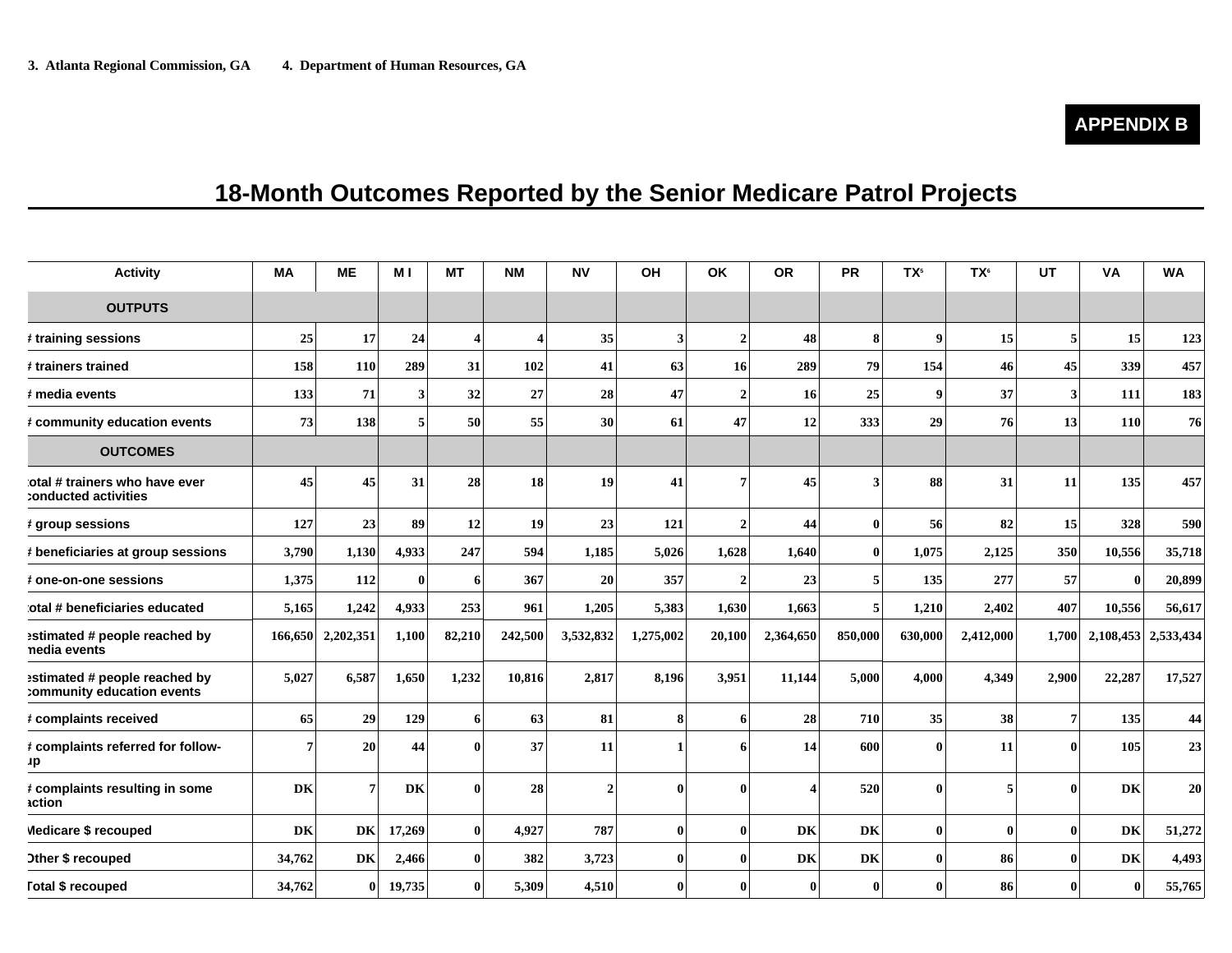3. Atlanta Regional Commission, GA 4. Department of Human Resources, GA

**APPENDIX B**

# 18-Month Outcomes Reported by the Senior Medicare Patrol Projects

| Activity | MA | ME | MI | MT | NM | NV | OH | OK | OR | PR | TX[5] | TX[6] | UT | VA | WA |
|---|---|---|---|---|---|---|---|---|---|---|---|---|---|---|---|
| **OUTPUTS** | | | | | | | | | | | | | | | |
| # training sessions | 25 | 17 | 24 | 4 | 4 | 35 | 3 | 2 | 48 | 8 | 9 | 15 | 5 | 15 | 123 |
| # trainers trained | 158 | 110 | 289 | 31 | 102 | 41 | 63 | 16 | 289 | 79 | 154 | 46 | 45 | 339 | 457 |
| # media events | 133 | 71 | 3 | 32 | 27 | 28 | 47 | 2 | 16 | 25 | 9 | 37 | 3 | 111 | 183 |
| # community education events | 73 | 138 | 5 | 50 | 55 | 30 | 61 | 47 | 12 | 333 | 29 | 76 | 13 | 110 | 76 |
| **OUTCOMES** | | | | | | | | | | | | | | | |
| total # trainers who have ever conducted activities | 45 | 45 | 31 | 28 | 18 | 19 | 41 | 7 | 45 | 3 | 88 | 31 | 11 | 135 | 457 |
| # group sessions | 127 | 23 | 89 | 12 | 19 | 23 | 121 | 2 | 44 | 0 | 56 | 82 | 15 | 328 | 590 |
| # beneficiaries at group sessions | 3,790 | 1,130 | 4,933 | 247 | 594 | 1,185 | 5,026 | 1,628 | 1,640 | 0 | 1,075 | 2,125 | 350 | 10,556 | 35,718 |
| # one-on-one sessions | 1,375 | 112 | 0 | 6 | 367 | 20 | 357 | 2 | 23 | 5 | 135 | 277 | 57 | 0 | 20,899 |
| total # beneficiaries educated | 5,165 | 1,242 | 4,933 | 253 | 961 | 1,205 | 5,383 | 1,630 | 1,663 | 5 | 1,210 | 2,402 | 407 | 10,556 | 56,617 |
| estimated # people reached by media events | 166,650 | 2,202,351 | 1,100 | 82,210 | 242,500 | 3,532,832 | 1,275,002 | 20,100 | 2,364,650 | 850,000 | 630,000 | 2,412,000 | 1,700 | 2,108,453 | 2,533,434 |
| estimated # people reached by community education events | 5,027 | 6,587 | 1,650 | 1,232 | 10,816 | 2,817 | 8,196 | 3,951 | 11,144 | 5,000 | 4,000 | 4,349 | 2,900 | 22,287 | 17,527 |
| # complaints received | 65 | 29 | 129 | 6 | 63 | 81 | 8 | 6 | 28 | 710 | 35 | 38 | 7 | 135 | 44 |
| # complaints referred for follow-up | 7 | 20 | 44 | 0 | 37 | 11 | 1 | 6 | 14 | 600 | 0 | 11 | 0 | 105 | 23 |
| # complaints resulting in some action | DK | 7 | DK | 0 | 28 | 2 | 0 | 0 | 4 | 520 | 0 | 5 | 0 | DK | 20 |
| Medicare $ recouped | DK | DK | 17,269 | 0 | 4,927 | 787 | 0 | 0 | DK | DK | 0 | 0 | 0 | DK | 51,272 |
| Other $ recouped | 34,762 | DK | 2,466 | 0 | 382 | 3,723 | 0 | 0 | DK | DK | 0 | 86 | 0 | DK | 4,493 |
| Total $ recouped | 34,762 | 0 | 19,735 | 0 | 5,309 | 4,510 | 0 | 0 | 0 | 0 | 0 | 86 | 0 | 0 | 55,765 |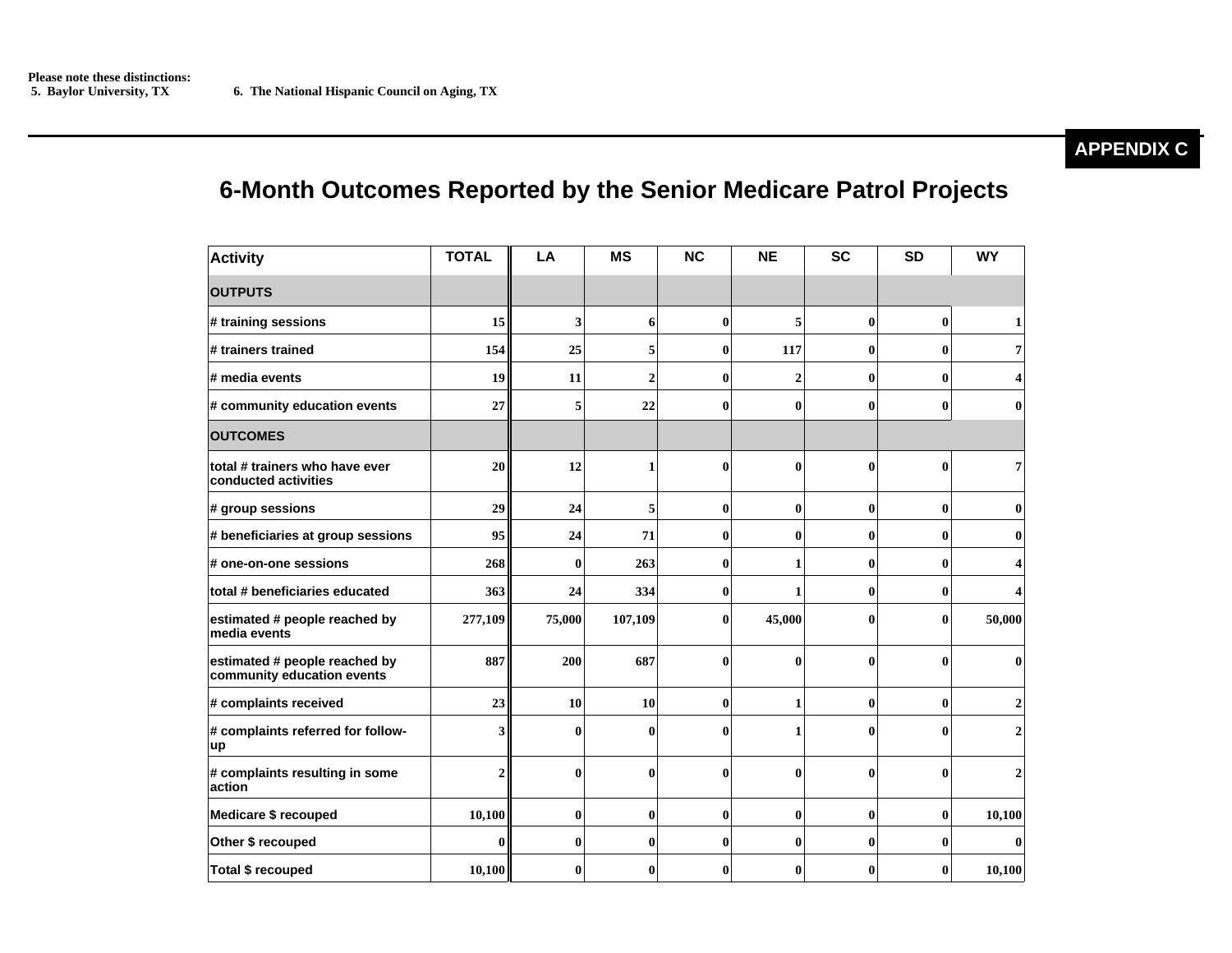**Please note these distinctions:**
**5. Baylor University, TX** **6. The National Hispanic Council on Aging, TX**

**APPENDIX C**

# 6-Month Outcomes Reported by the Senior Medicare Patrol Projects

| Activity | TOTAL | LA | MS | NC | NE | SC | SD | WY |
|---|---|---|---|---|---|---|---|---|
| **OUTPUTS** | | | | | | | | |
| # training sessions | 15 | 3 | 6 | 0 | 5 | 0 | 0 | 1 |
| # trainers trained | 154 | 25 | 5 | 0 | 117 | 0 | 0 | 7 |
| # media events | 19 | 11 | 2 | 0 | 2 | 0 | 0 | 4 |
| # community education events | 27 | 5 | 22 | 0 | 0 | 0 | 0 | 0 |
| **OUTCOMES** | | | | | | | | |
| total # trainers who have ever conducted activities | 20 | 12 | 1 | 0 | 0 | 0 | 0 | 7 |
| # group sessions | 29 | 24 | 5 | 0 | 0 | 0 | 0 | 0 |
| # beneficiaries at group sessions | 95 | 24 | 71 | 0 | 0 | 0 | 0 | 0 |
| # one-on-one sessions | 268 | 0 | 263 | 0 | 1 | 0 | 0 | 4 |
| total # beneficiaries educated | 363 | 24 | 334 | 0 | 1 | 0 | 0 | 4 |
| estimated # people reached by media events | 277,109 | 75,000 | 107,109 | 0 | 45,000 | 0 | 0 | 50,000 |
| estimated # people reached by community education events | 887 | 200 | 687 | 0 | 0 | 0 | 0 | 0 |
| # complaints received | 23 | 10 | 10 | 0 | 1 | 0 | 0 | 2 |
| # complaints referred for follow-up | 3 | 0 | 0 | 0 | 1 | 0 | 0 | 2 |
| # complaints resulting in some action | 2 | 0 | 0 | 0 | 0 | 0 | 0 | 2 |
| Medicare $ recouped | 10,100 | 0 | 0 | 0 | 0 | 0 | 0 | 10,100 |
| Other $ recouped | 0 | 0 | 0 | 0 | 0 | 0 | 0 | 0 |
| Total $ recouped | 10,100 | 0 | 0 | 0 | 0 | 0 | 0 | 10,100 |